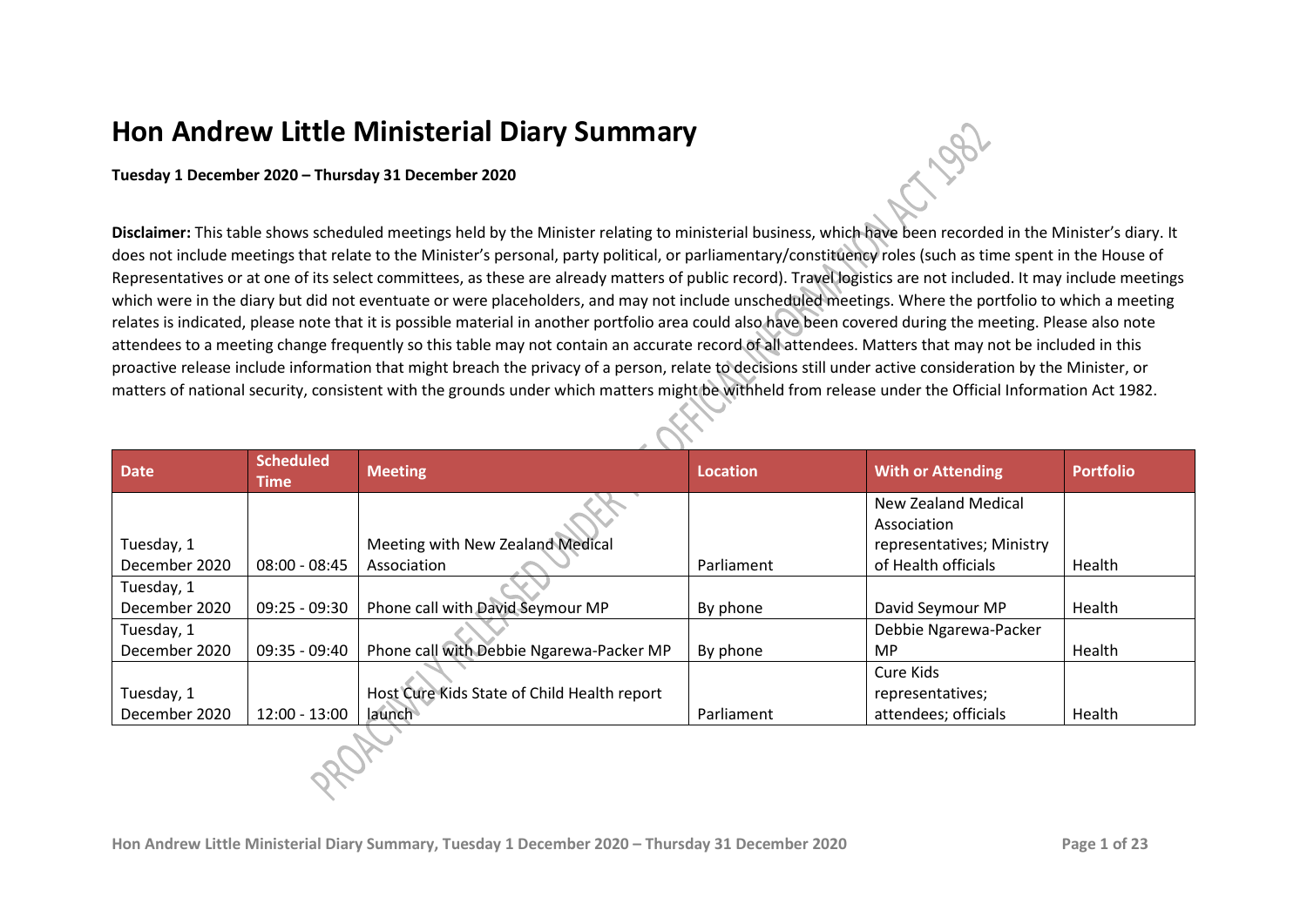# Hon Andrew Little Ministerial Diary Summary

**Tuesday 1 December 2020 – Thursday 31 December 2020**

**Disclaimer:** This table shows scheduled meetings held by the Minister relating to ministerial business, which have been recorded in the Minister's diary. It does not include meetings that relate to the Minister's personal, party political, or parliamentary/constituency roles (such as time spent in the House of Representatives or at one of its select committees, as these are already matters of public record). Travel logistics are not included. It may include meetings which were in the diary but did not eventuate or were placeholders, and may not include unscheduled meetings. Where the portfolio to which a meeting relates is indicated, please note that it is possible material in another portfolio area could also have been covered during the meeting. Please also note attendees to a meeting change frequently so this table may not contain an accurate record of all attendees. Matters that may not be included in this proactive release include information that might breach the privacy of a person, relate to decisions still under active consideration by the Minister, or matters of national security, consistent with the grounds under which matters might be withheld from release under the Official Information Act 1982.

| Date | Scheduled Time | Meeting | Location | With or Attending | Portfolio |
|---|---|---|---|---|---|
| Tuesday, 1 December 2020 | 08:00 - 08:45 | Meeting with New Zealand Medical Association | Parliament | New Zealand Medical Association representatives; Ministry of Health officials | Health |
| Tuesday, 1 December 2020 | 09:25 - 09:30 | Phone call with David Seymour MP | By phone | David Seymour MP | Health |
| Tuesday, 1 December 2020 | 09:35 - 09:40 | Phone call with Debbie Ngarewa-Packer MP | By phone | Debbie Ngarewa-Packer MP | Health |
| Tuesday, 1 December 2020 | 12:00 - 13:00 | Host Cure Kids State of Child Health report launch | Parliament | Cure Kids representatives; attendees; officials | Health |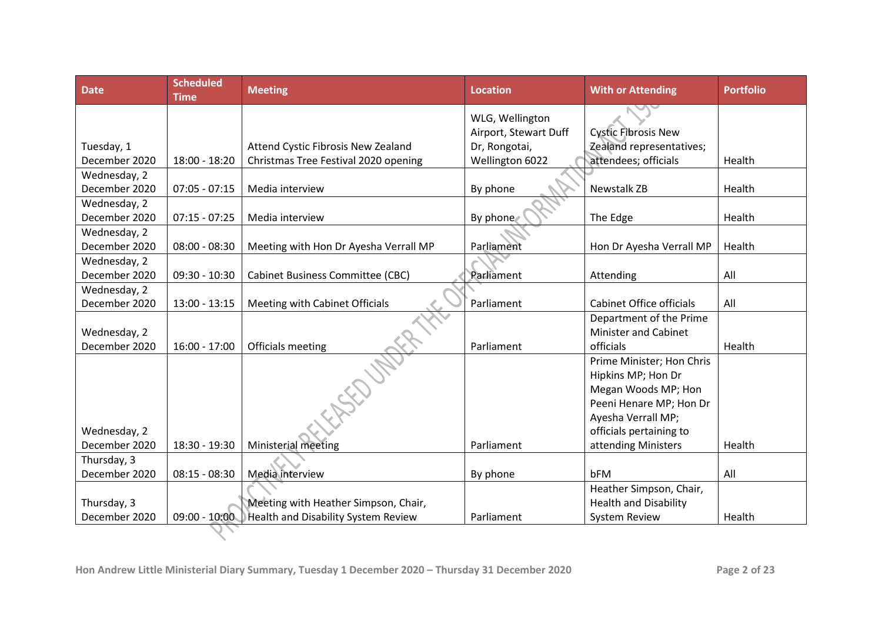| Date | Scheduled Time | Meeting | Location | With or Attending | Portfolio |
|---|---|---|---|---|---|
| Tuesday, 1 December 2020 | 18:00 - 18:20 | Attend Cystic Fibrosis New Zealand Christmas Tree Festival 2020 opening | WLG, Wellington Airport, Stewart Duff Dr, Rongotai, Wellington 6022 | Cystic Fibrosis New Zealand representatives; attendees; officials | Health |
| Wednesday, 2 December 2020 | 07:05 - 07:15 | Media interview | By phone | Newstalk ZB | Health |
| Wednesday, 2 December 2020 | 07:15 - 07:25 | Media interview | By phone | The Edge | Health |
| Wednesday, 2 December 2020 | 08:00 - 08:30 | Meeting with Hon Dr Ayesha Verrall MP | Parliament | Hon Dr Ayesha Verrall MP | Health |
| Wednesday, 2 December 2020 | 09:30 - 10:30 | Cabinet Business Committee (CBC) | Parliament | Attending | All |
| Wednesday, 2 December 2020 | 13:00 - 13:15 | Meeting with Cabinet Officials | Parliament | Cabinet Office officials | All |
| Wednesday, 2 December 2020 | 16:00 - 17:00 | Officials meeting | Parliament | Department of the Prime Minister and Cabinet officials | Health |
| Wednesday, 2 December 2020 | 18:30 - 19:30 | Ministerial meeting | Parliament | Prime Minister; Hon Chris Hipkins MP; Hon Dr Megan Woods MP; Hon Peeni Henare MP; Hon Dr Ayesha Verrall MP; officials pertaining to attending Ministers | Health |
| Thursday, 3 December 2020 | 08:15 - 08:30 | Media interview | By phone | bFM | All |
| Thursday, 3 December 2020 | 09:00 - 10:00 | Meeting with Heather Simpson, Chair, Health and Disability System Review | Parliament | Heather Simpson, Chair, Health and Disability System Review | Health |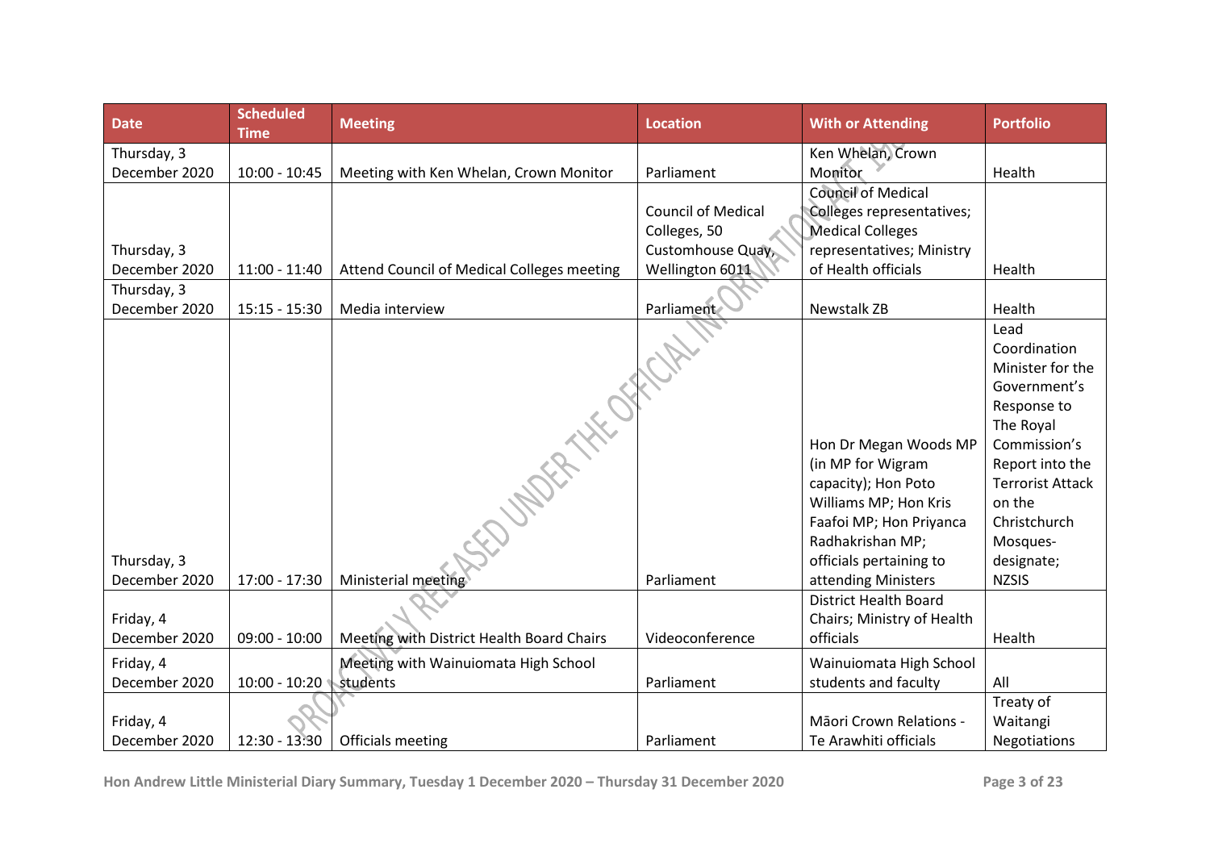| Date | Scheduled Time | Meeting | Location | With or Attending | Portfolio |
|---|---|---|---|---|---|
| Thursday, 3 December 2020 | 10:00 - 10:45 | Meeting with Ken Whelan, Crown Monitor | Parliament | Ken Whelan, Crown Monitor | Health |
| Thursday, 3 December 2020 | 11:00 - 11:40 | Attend Council of Medical Colleges meeting | Council of Medical Colleges, 50 Customhouse Quay, Wellington 6011 | Council of Medical Colleges representatives; Medical Colleges representatives; Ministry of Health officials | Health |
| Thursday, 3 December 2020 | 15:15 - 15:30 | Media interview | Parliament | Newstalk ZB | Health |
| Thursday, 3 December 2020 | 17:00 - 17:30 | Ministerial meeting | Parliament | Hon Dr Megan Woods MP (in MP for Wigram capacity); Hon Poto Williams MP; Hon Kris Faafoi MP; Hon Priyanca Radhakrishan MP; officials pertaining to attending Ministers | Lead Coordination Minister for the Government's Response to The Royal Commission's Report into the Terrorist Attack on the Christchurch Mosques-designate; NZSIS |
| Friday, 4 December 2020 | 09:00 - 10:00 | Meeting with District Health Board Chairs | Videoconference | District Health Board Chairs; Ministry of Health officials | Health |
| Friday, 4 December 2020 | 10:00 - 10:20 | Meeting with Wainuiomata High School students | Parliament | Wainuiomata High School students and faculty | All |
| Friday, 4 December 2020 | 12:30 - 13:30 | Officials meeting | Parliament | Māori Crown Relations - Te Arawhiti officials | Treaty of Waitangi Negotiations |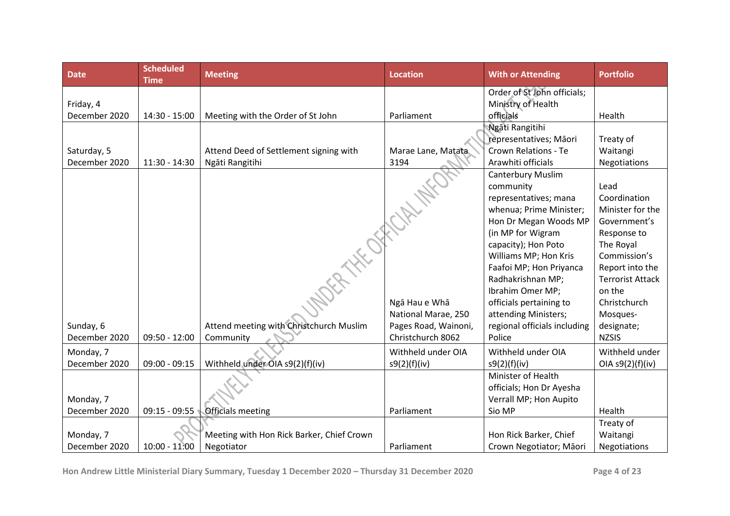| Date | Scheduled Time | Meeting | Location | With or Attending | Portfolio |
|---|---|---|---|---|---|
| Friday, 4 December 2020 | 14:30 - 15:00 | Meeting with the Order of St John | Parliament | Order of St John officials; Ministry of Health officials | Health |
| Saturday, 5 December 2020 | 11:30 - 14:30 | Attend Deed of Settlement signing with Ngāti Rangitihi | Marae Lane, Matata 3194 | Ngāti Rangitihi representatives; Māori Crown Relations - Te Arawhiti officials | Treaty of Waitangi Negotiations |
| Sunday, 6 December 2020 | 09:50 - 12:00 | Attend meeting with Christchurch Muslim Community | Ngā Hau e Whā National Marae, 250 Pages Road, Wainoni, Christchurch 8062 | Canterbury Muslim community representatives; mana whenua; Prime Minister; Hon Dr Megan Woods MP (in MP for Wigram capacity); Hon Poto Williams MP; Hon Kris Faafoi MP; Hon Priyanca Radhakrishnan MP; Ibrahim Omer MP; officials pertaining to attending Ministers; regional officials including Police | Lead Coordination Minister for the Government's Response to The Royal Commission's Report into the Terrorist Attack on the Christchurch Mosques-designate; NZSIS |
| Monday, 7 December 2020 | 09:00 - 09:15 | Withheld under OIA s9(2)(f)(iv) | Withheld under OIA s9(2)(f)(iv) | Withheld under OIA s9(2)(f)(iv) | Withheld under OIA s9(2)(f)(iv) |
| Monday, 7 December 2020 | 09:15 - 09:55 | Officials meeting | Parliament | Minister of Health officials; Hon Dr Ayesha Verrall MP; Hon Aupito Sio MP | Health |
| Monday, 7 December 2020 | 10:00 - 11:00 | Meeting with Hon Rick Barker, Chief Crown Negotiator | Parliament | Hon Rick Barker, Chief Crown Negotiator; Māori | Treaty of Waitangi Negotiations |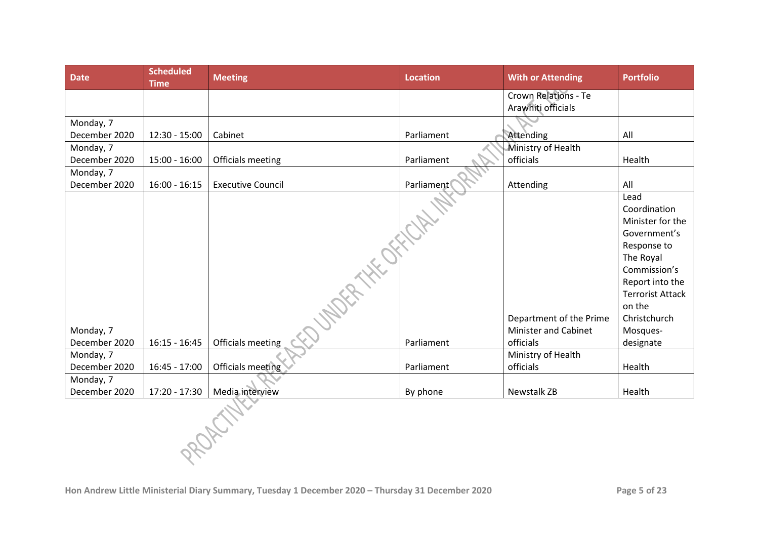| Date | Scheduled Time | Meeting | Location | With or Attending | Portfolio |
|---|---|---|---|---|---|
| | | | | Crown Relations - Te Arawhiti officials | |
| Monday, 7 December 2020 | 12:30 - 15:00 | Cabinet | Parliament | Attending | All |
| Monday, 7 December 2020 | 15:00 - 16:00 | Officials meeting | Parliament | Ministry of Health officials | Health |
| Monday, 7 December 2020 | 16:00 - 16:15 | Executive Council | Parliament | Attending | All |
| Monday, 7 December 2020 | 16:15 - 16:45 | Officials meeting | Parliament | Department of the Prime Minister and Cabinet officials | Lead Coordination Minister for the Government's Response to The Royal Commission's Report into the Terrorist Attack on the Christchurch Mosques-designate |
| Monday, 7 December 2020 | 16:45 - 17:00 | Officials meeting | Parliament | Ministry of Health officials | Health |
| Monday, 7 December 2020 | 17:20 - 17:30 | Media interview | By phone | Newstalk ZB | Health |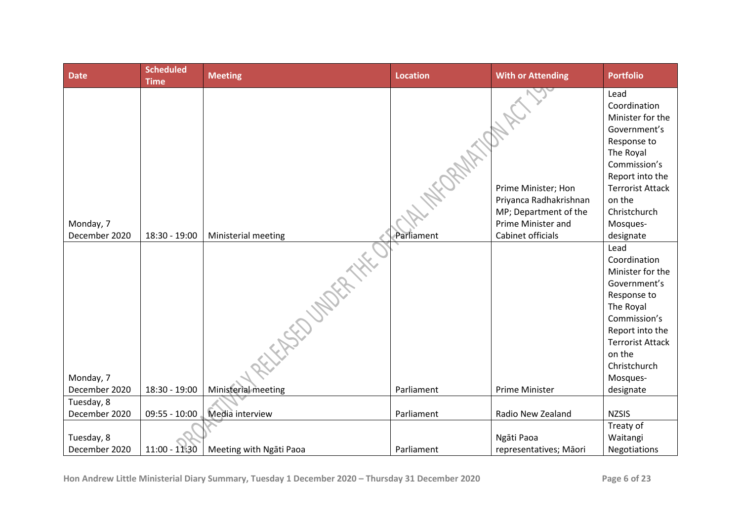| Date | Scheduled Time | Meeting | Location | With or Attending | Portfolio |
| --- | --- | --- | --- | --- | --- |
| Monday, 7 December 2020 | 18:30 - 19:00 | Ministerial meeting | Parliament | Prime Minister; Hon Priyanca Radhakrishnan MP; Department of the Prime Minister and Cabinet officials | Lead Coordination Minister for the Government's Response to The Royal Commission's Report into the Terrorist Attack on the Christchurch Mosques-designate |
| Monday, 7 December 2020 | 18:30 - 19:00 | Ministerial meeting | Parliament | Prime Minister | Lead Coordination Minister for the Government's Response to The Royal Commission's Report into the Terrorist Attack on the Christchurch Mosques-designate |
| Tuesday, 8 December 2020 | 09:55 - 10:00 | Media interview | Parliament | Radio New Zealand | NZSIS |
| Tuesday, 8 December 2020 | 11:00 - 11:30 | Meeting with Ngāti Paoa | Parliament | Ngāti Paoa representatives; Māori | Treaty of Waitangi Negotiations |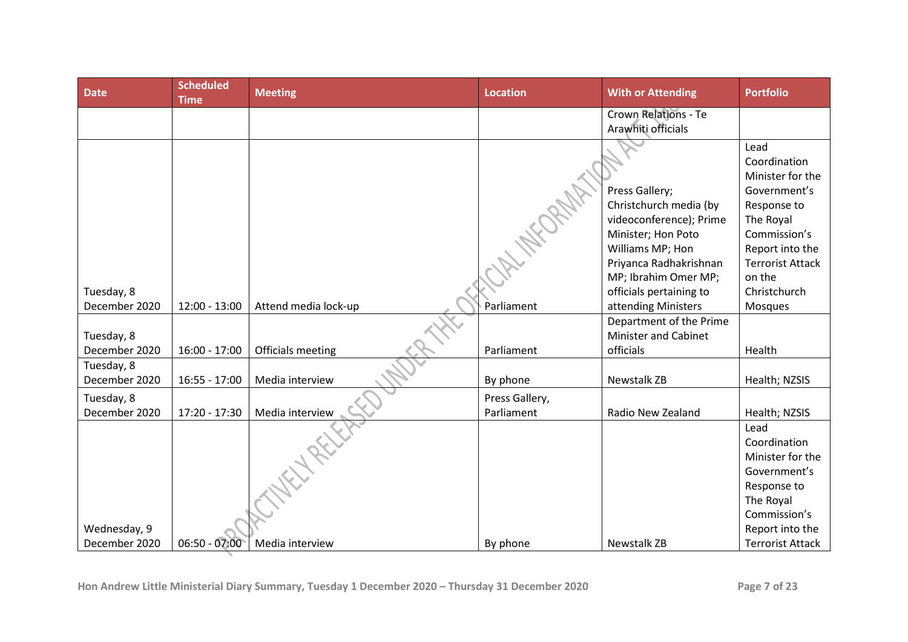| Date | Scheduled Time | Meeting | Location | With or Attending | Portfolio |
|---|---|---|---|---|---|
| | | | | Crown Relations - Te Arawhiti officials | |
| Tuesday, 8 December 2020 | 12:00 - 13:00 | Attend media lock-up | Parliament | Press Gallery; Christchurch media (by videoconference); Prime Minister; Hon Poto Williams MP; Hon Priyanca Radhakrishnan MP; Ibrahim Omer MP; officials pertaining to attending Ministers | Lead Coordination Minister for the Government's Response to The Royal Commission's Report into the Terrorist Attack on the Christchurch Mosques |
| Tuesday, 8 December 2020 | 16:00 - 17:00 | Officials meeting | Parliament | Department of the Prime Minister and Cabinet officials | Health |
| Tuesday, 8 December 2020 | 16:55 - 17:00 | Media interview | By phone | Newstalk ZB | Health; NZSIS |
| Tuesday, 8 December 2020 | 17:20 - 17:30 | Media interview | Press Gallery, Parliament | Radio New Zealand | Health; NZSIS |
| Wednesday, 9 December 2020 | 06:50 - 07:00 | Media interview | By phone | Newstalk ZB | Lead Coordination Minister for the Government's Response to The Royal Commission's Report into the Terrorist Attack |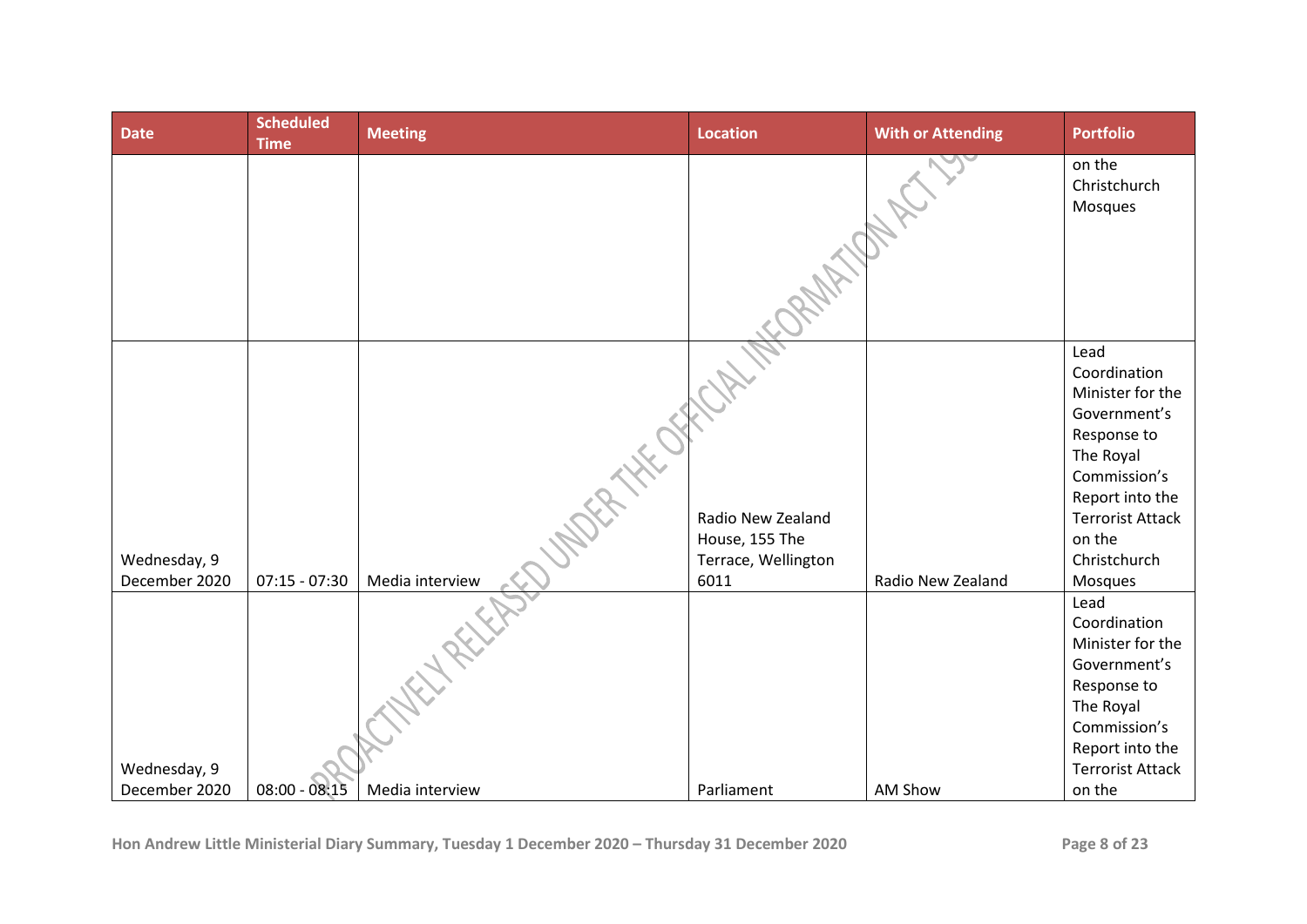| Date | Scheduled Time | Meeting | Location | With or Attending | Portfolio |
|---|---|---|---|---|---|
| | | | | | on the Christchurch Mosques |
| Wednesday, 9 December 2020 | 07:15 - 07:30 | Media interview | Radio New Zealand House, 155 The Terrace, Wellington 6011 | Radio New Zealand | Lead Coordination Minister for the Government's Response to The Royal Commission's Report into the Terrorist Attack on the Christchurch Mosques |
| Wednesday, 9 December 2020 | 08:00 - 08:15 | Media interview | Parliament | AM Show | Lead Coordination Minister for the Government's Response to The Royal Commission's Report into the Terrorist Attack on the |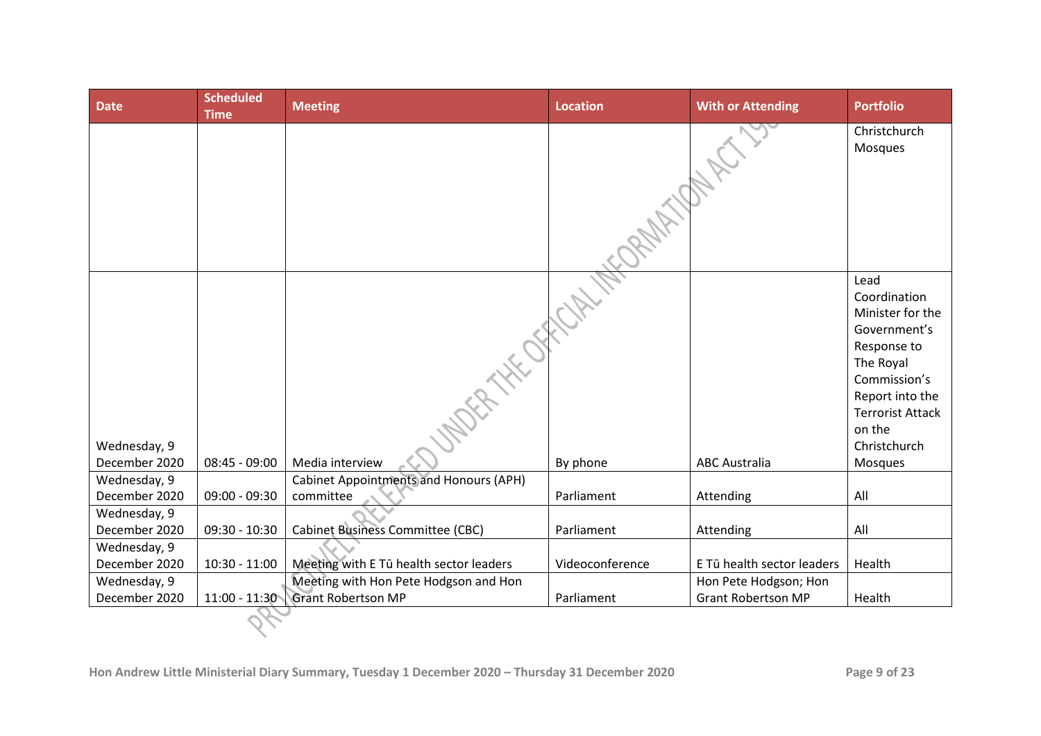| Date | Scheduled Time | Meeting | Location | With or Attending | Portfolio |
|---|---|---|---|---|---|
| | | | | | Christchurch Mosques |
| Wednesday, 9 December 2020 | 08:45 - 09:00 | Media interview | By phone | ABC Australia | Lead Coordination Minister for the Government's Response to The Royal Commission's Report into the Terrorist Attack on the Christchurch Mosques |
| Wednesday, 9 December 2020 | 09:00 - 09:30 | Cabinet Appointments and Honours (APH) committee | Parliament | Attending | All |
| Wednesday, 9 December 2020 | 09:30 - 10:30 | Cabinet Business Committee (CBC) | Parliament | Attending | All |
| Wednesday, 9 December 2020 | 10:30 - 11:00 | Meeting with E Tū health sector leaders | Videoconference | E Tū health sector leaders | Health |
| Wednesday, 9 December 2020 | 11:00 - 11:30 | Meeting with Hon Pete Hodgson and Hon Grant Robertson MP | Parliament | Hon Pete Hodgson; Hon Grant Robertson MP | Health |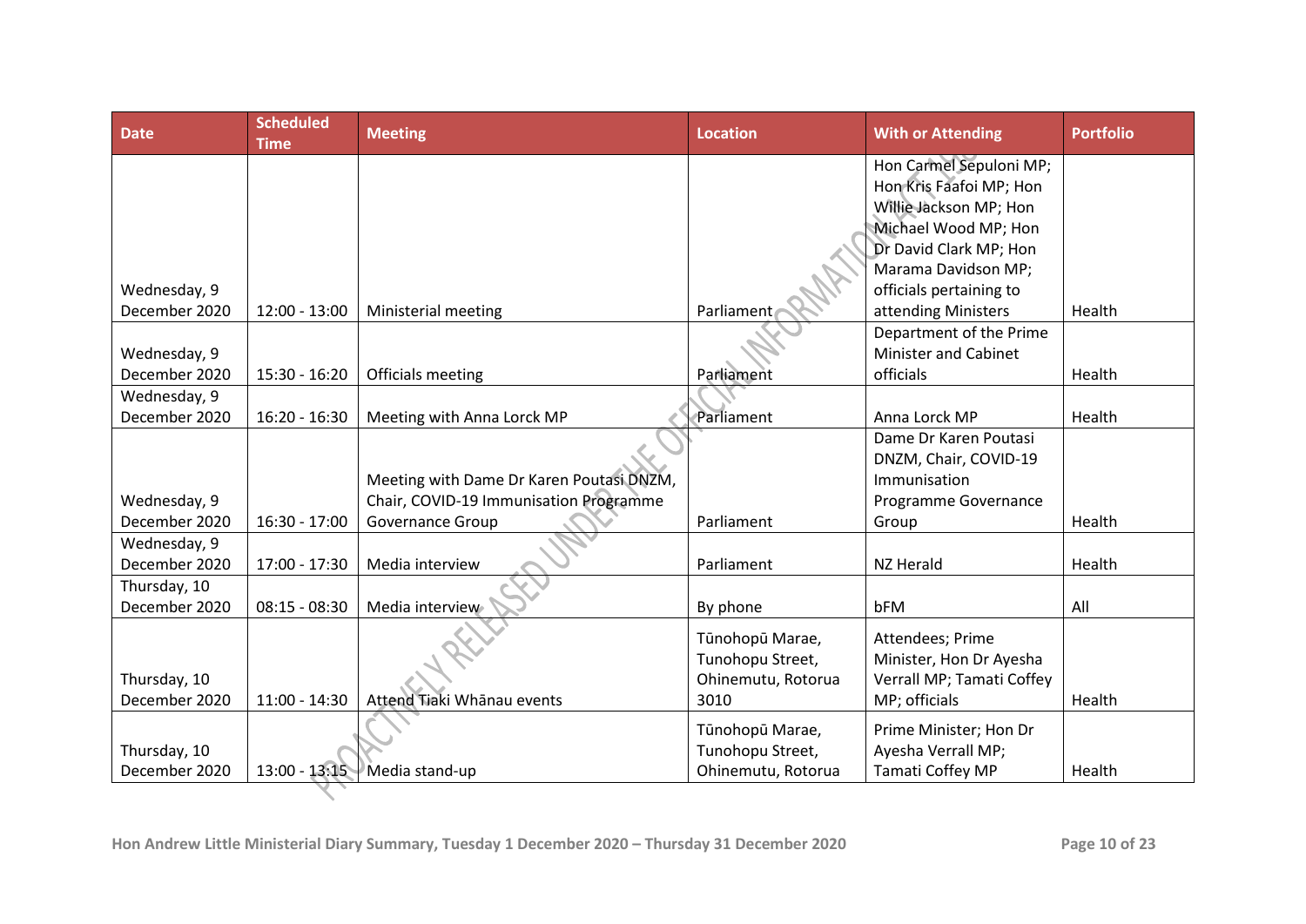| Date | Scheduled Time | Meeting | Location | With or Attending | Portfolio |
|---|---|---|---|---|---|
| Wednesday, 9 December 2020 | 12:00 - 13:00 | Ministerial meeting | Parliament | Hon Carmel Sepuloni MP; Hon Kris Faafoi MP; Hon Willie Jackson MP; Hon Michael Wood MP; Hon Dr David Clark MP; Hon Marama Davidson MP; officials pertaining to attending Ministers | Health |
| Wednesday, 9 December 2020 | 15:30 - 16:20 | Officials meeting | Parliament | Department of the Prime Minister and Cabinet officials | Health |
| Wednesday, 9 December 2020 | 16:20 - 16:30 | Meeting with Anna Lorck MP | Parliament | Anna Lorck MP | Health |
| Wednesday, 9 December 2020 | 16:30 - 17:00 | Meeting with Dame Dr Karen Poutasi DNZM, Chair, COVID-19 Immunisation Programme Governance Group | Parliament | Dame Dr Karen Poutasi DNZM, Chair, COVID-19 Immunisation Programme Governance Group | Health |
| Wednesday, 9 December 2020 | 17:00 - 17:30 | Media interview | Parliament | NZ Herald | Health |
| Thursday, 10 December 2020 | 08:15 - 08:30 | Media interview | By phone | bFM | All |
| Thursday, 10 December 2020 | 11:00 - 14:30 | Attend Tiaki Whānau events | Tūnohopū Marae, Tunohopu Street, Ohinemutu, Rotorua 3010 | Attendees; Prime Minister, Hon Dr Ayesha Verrall MP; Tamati Coffey MP; officials | Health |
| Thursday, 10 December 2020 | 13:00 - 13:15 | Media stand-up | Tūnohopū Marae, Tunohopu Street, Ohinemutu, Rotorua | Prime Minister; Hon Dr Ayesha Verrall MP; Tamati Coffey MP | Health |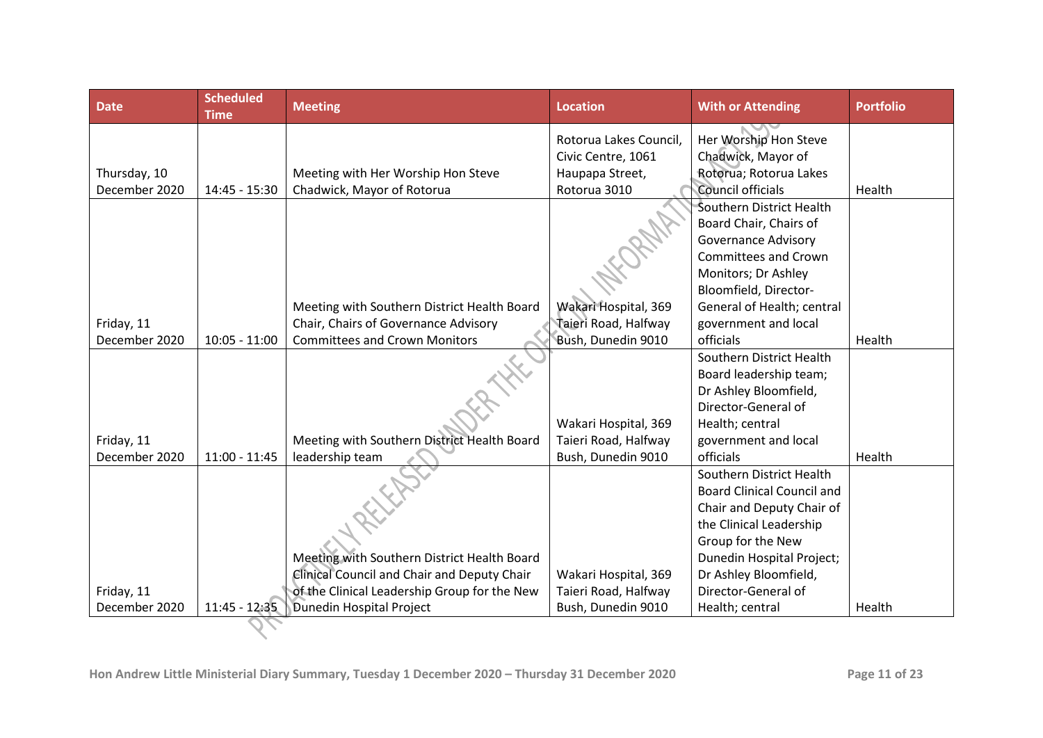| Date | Scheduled Time | Meeting | Location | With or Attending | Portfolio |
| --- | --- | --- | --- | --- | --- |
| Thursday, 10 December 2020 | 14:45 - 15:30 | Meeting with Her Worship Hon Steve Chadwick, Mayor of Rotorua | Rotorua Lakes Council, Civic Centre, 1061 Haupapa Street, Rotorua 3010 | Her Worship Hon Steve Chadwick, Mayor of Rotorua; Rotorua Lakes Council officials | Health |
| Friday, 11 December 2020 | 10:05 - 11:00 | Meeting with Southern District Health Board Chair, Chairs of Governance Advisory Committees and Crown Monitors | Wakari Hospital, 369 Taieri Road, Halfway Bush, Dunedin 9010 | Southern District Health Board Chair, Chairs of Governance Advisory Committees and Crown Monitors; Dr Ashley Bloomfield, Director-General of Health; central government and local officials | Health |
| Friday, 11 December 2020 | 11:00 - 11:45 | Meeting with Southern District Health Board leadership team | Wakari Hospital, 369 Taieri Road, Halfway Bush, Dunedin 9010 | Southern District Health Board leadership team; Dr Ashley Bloomfield, Director-General of Health; central government and local officials | Health |
| Friday, 11 December 2020 | 11:45 - 12:35 | Meeting with Southern District Health Board Clinical Council and Chair and Deputy Chair of the Clinical Leadership Group for the New Dunedin Hospital Project | Wakari Hospital, 369 Taieri Road, Halfway Bush, Dunedin 9010 | Southern District Health Board Clinical Council and Chair and Deputy Chair of the Clinical Leadership Group for the New Dunedin Hospital Project; Dr Ashley Bloomfield, Director-General of Health; central | Health |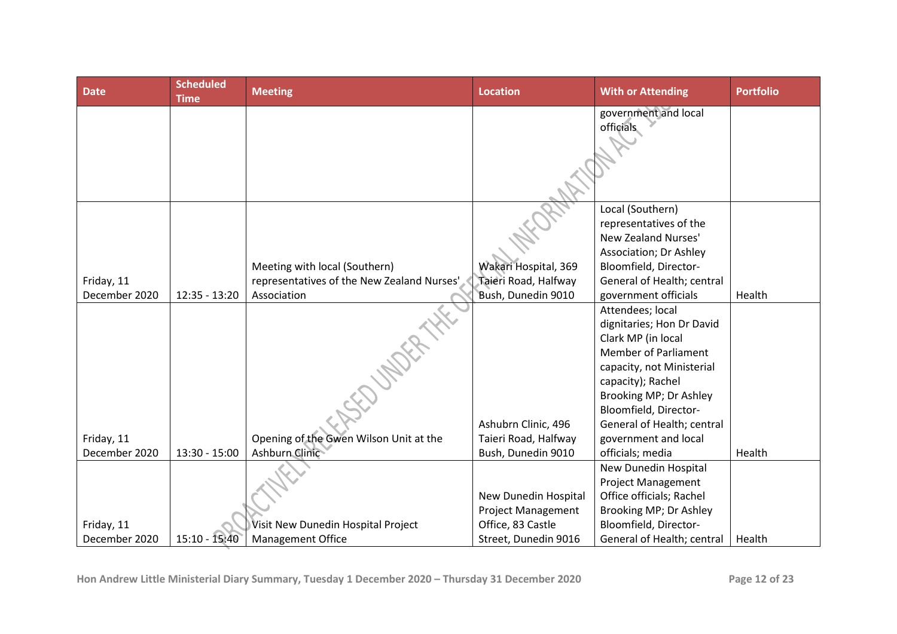| Date | Scheduled Time | Meeting | Location | With or Attending | Portfolio |
|---|---|---|---|---|---|
| | | | | government and local officials | |
| Friday, 11 December 2020 | 12:35 - 13:20 | Meeting with local (Southern) representatives of the New Zealand Nurses' Association | Wakari Hospital, 369 Taieri Road, Halfway Bush, Dunedin 9010 | Local (Southern) representatives of the New Zealand Nurses' Association; Dr Ashley Bloomfield, Director-General of Health; central government officials | Health |
| Friday, 11 December 2020 | 13:30 - 15:00 | Opening of the Gwen Wilson Unit at the Ashburn Clinic | Ashubrn Clinic, 496 Taieri Road, Halfway Bush, Dunedin 9010 | Attendees; local dignitaries; Hon Dr David Clark MP (in local Member of Parliament capacity, not Ministerial capacity); Rachel Brooking MP; Dr Ashley Bloomfield, Director-General of Health; central government and local officials; media | Health |
| Friday, 11 December 2020 | 15:10 - 15:40 | Visit New Dunedin Hospital Project Management Office | New Dunedin Hospital Project Management Office, 83 Castle Street, Dunedin 9016 | New Dunedin Hospital Project Management Office officials; Rachel Brooking MP; Dr Ashley Bloomfield, Director-General of Health; central | Health |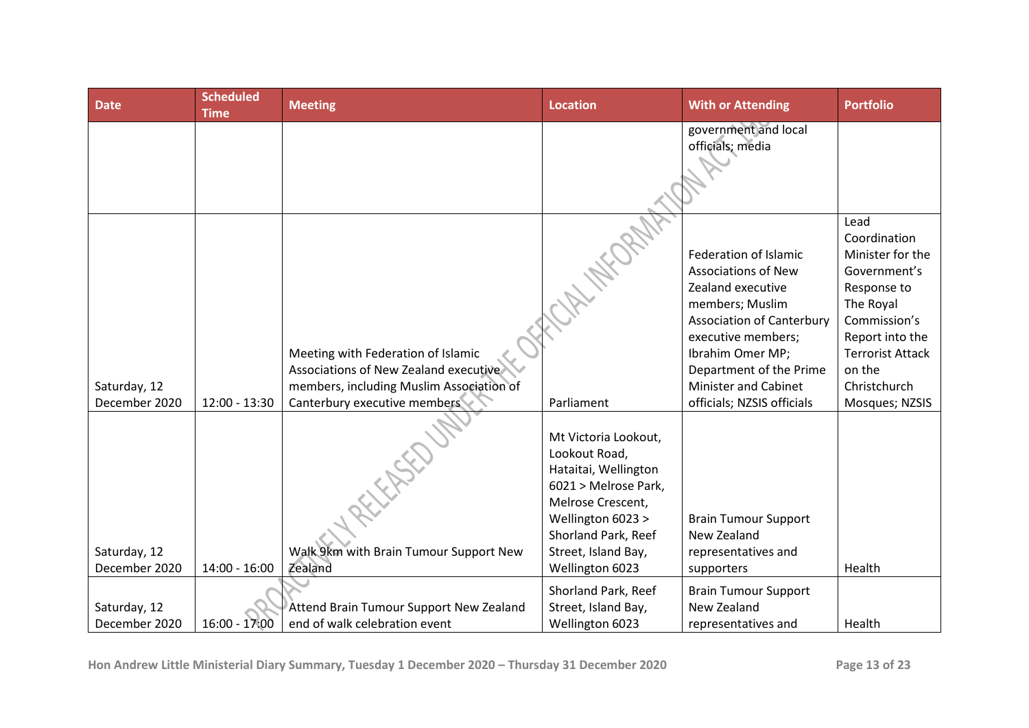| Date | Scheduled Time | Meeting | Location | With or Attending | Portfolio |
|---|---|---|---|---|---|
| | | | | government and local officials; media | |
| Saturday, 12 December 2020 | 12:00 - 13:30 | Meeting with Federation of Islamic Associations of New Zealand executive members, including Muslim Association of Canterbury executive members | Parliament | Federation of Islamic Associations of New Zealand executive members; Muslim Association of Canterbury executive members; Ibrahim Omer MP; Department of the Prime Minister and Cabinet officials; NZSIS officials | Lead Coordination Minister for the Government's Response to The Royal Commission's Report into the Terrorist Attack on the Christchurch Mosques; NZSIS |
| Saturday, 12 December 2020 | 14:00 - 16:00 | Walk 9km with Brain Tumour Support New Zealand | Mt Victoria Lookout, Lookout Road, Hataitai, Wellington 6021 > Melrose Park, Melrose Crescent, Wellington 6023 > Shorland Park, Reef Street, Island Bay, Wellington 6023 | Brain Tumour Support New Zealand representatives and supporters | Health |
| Saturday, 12 December 2020 | 16:00 - 17:00 | Attend Brain Tumour Support New Zealand end of walk celebration event | Shorland Park, Reef Street, Island Bay, Wellington 6023 | Brain Tumour Support New Zealand representatives and | Health |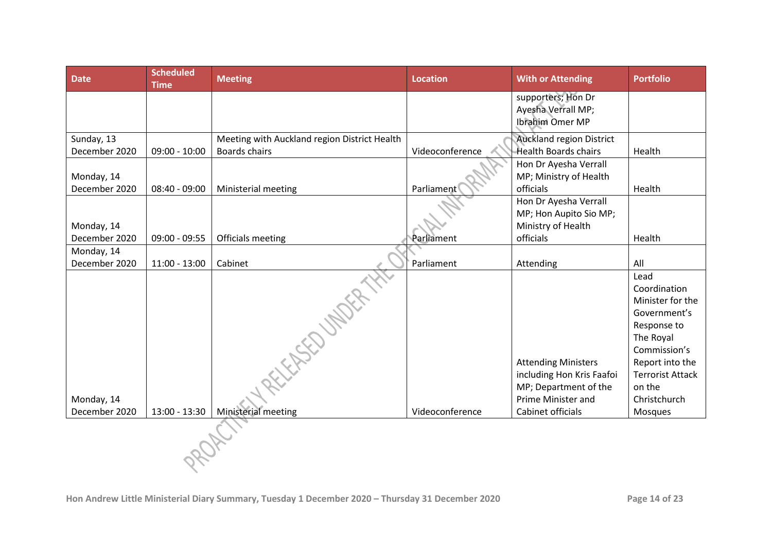| Date | Scheduled Time | Meeting | Location | With or Attending | Portfolio |
|---|---|---|---|---|---|
| | | | | supporters; Hon Dr Ayesha Verrall MP; Ibrahim Omer MP | |
| Sunday, 13 December 2020 | 09:00 - 10:00 | Meeting with Auckland region District Health Boards chairs | Videoconference | Auckland region District Health Boards chairs | Health |
| Monday, 14 December 2020 | 08:40 - 09:00 | Ministerial meeting | Parliament | Hon Dr Ayesha Verrall MP; Ministry of Health officials | Health |
| Monday, 14 December 2020 | 09:00 - 09:55 | Officials meeting | Parliament | Hon Dr Ayesha Verrall MP; Hon Aupito Sio MP; Ministry of Health officials | Health |
| Monday, 14 December 2020 | 11:00 - 13:00 | Cabinet | Parliament | Attending | All |
| Monday, 14 December 2020 | 13:00 - 13:30 | Ministerial meeting | Videoconference | Attending Ministers including Hon Kris Faafoi MP; Department of the Prime Minister and Cabinet officials | Lead Coordination Minister for the Government's Response to The Royal Commission's Report into the Terrorist Attack on the Christchurch Mosques |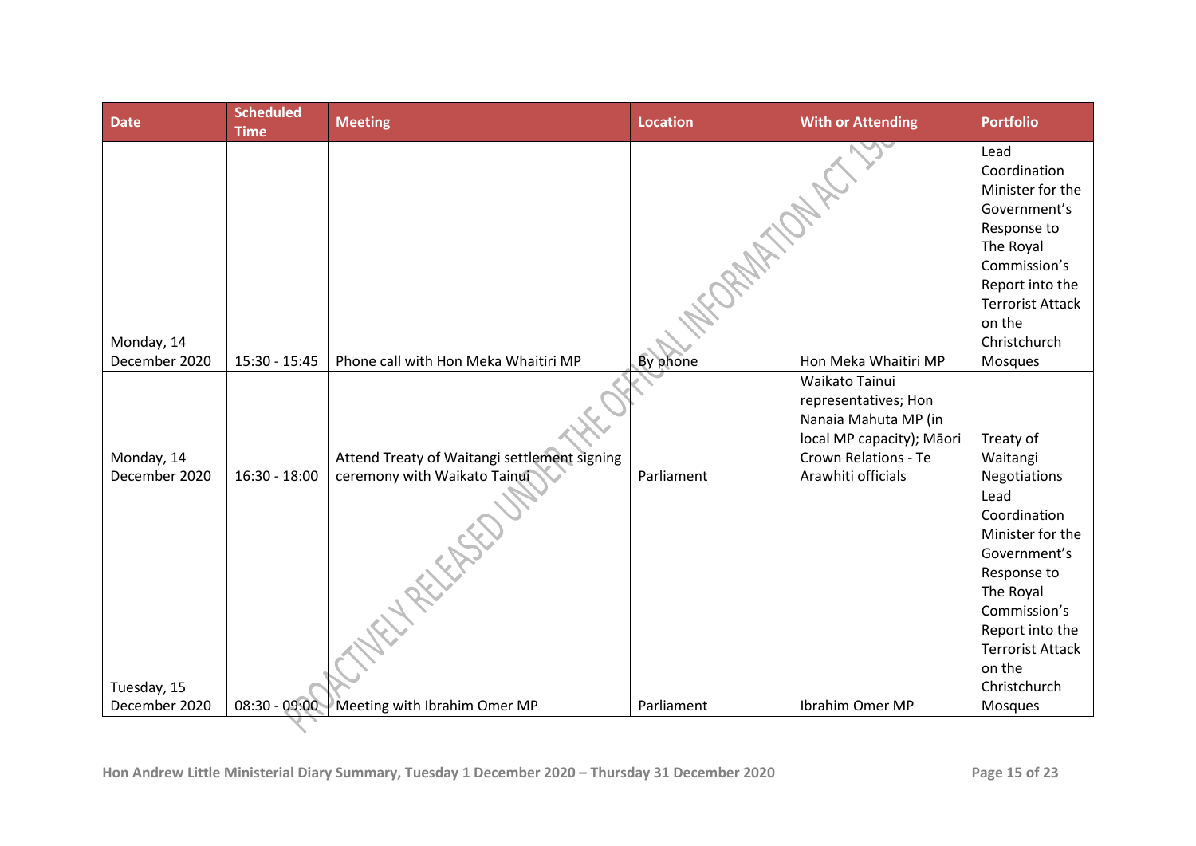| Date | Scheduled Time | Meeting | Location | With or Attending | Portfolio |
|---|---|---|---|---|---|
| Monday, 14 December 2020 | 15:30 - 15:45 | Phone call with Hon Meka Whaitiri MP | By phone | Hon Meka Whaitiri MP | Lead Coordination Minister for the Government's Response to The Royal Commission's Report into the Terrorist Attack on the Christchurch Mosques |
| Monday, 14 December 2020 | 16:30 - 18:00 | Attend Treaty of Waitangi settlement signing ceremony with Waikato Tainui | Parliament | Waikato Tainui representatives; Hon Nanaia Mahuta MP (in local MP capacity); Māori Crown Relations - Te Arawhiti officials | Treaty of Waitangi Negotiations |
| Tuesday, 15 December 2020 | 08:30 - 09:00 | Meeting with Ibrahim Omer MP | Parliament | Ibrahim Omer MP | Lead Coordination Minister for the Government's Response to The Royal Commission's Report into the Terrorist Attack on the Christchurch Mosques |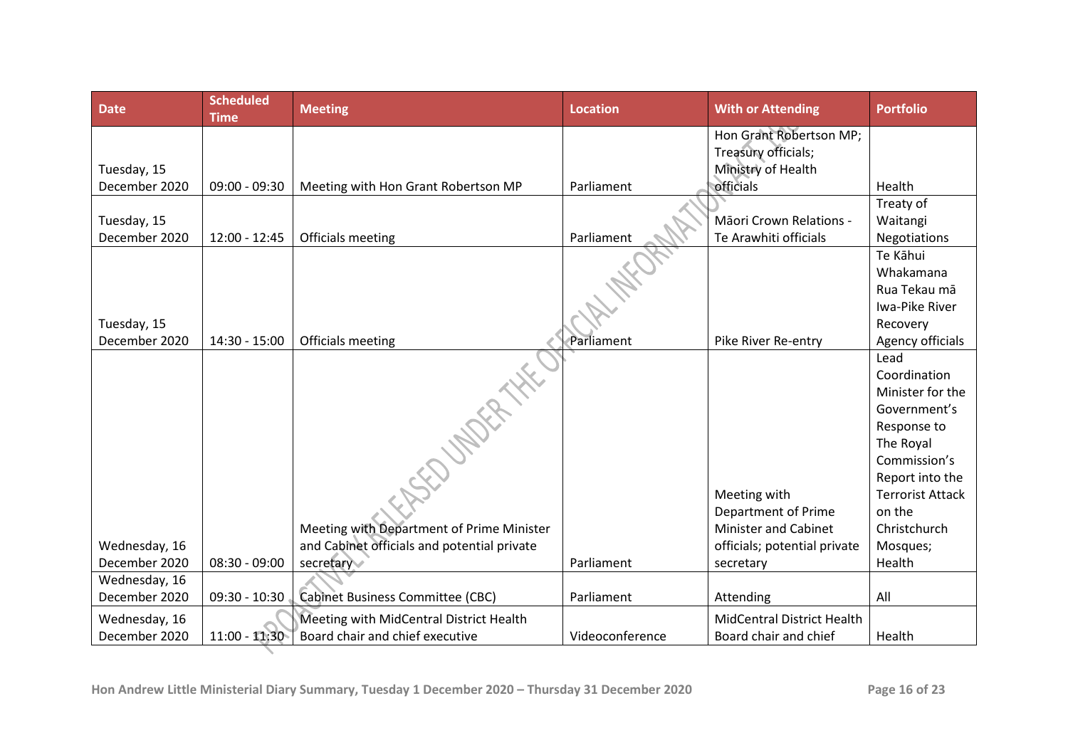| Date | Scheduled Time | Meeting | Location | With or Attending | Portfolio |
|---|---|---|---|---|---|
| Tuesday, 15 December 2020 | 09:00 - 09:30 | Meeting with Hon Grant Robertson MP | Parliament | Hon Grant Robertson MP; Treasury officials; Ministry of Health officials | Health |
| Tuesday, 15 December 2020 | 12:00 - 12:45 | Officials meeting | Parliament | Māori Crown Relations - Te Arawhiti officials | Treaty of Waitangi Negotiations |
| Tuesday, 15 December 2020 | 14:30 - 15:00 | Officials meeting | Parliament | Pike River Re-entry | Te Kāhui Whakamana Rua Tekau mā Iwa-Pike River Recovery Agency officials |
| Wednesday, 16 December 2020 | 08:30 - 09:00 | Meeting with Department of Prime Minister and Cabinet officials and potential private secretary | Parliament | Meeting with Department of Prime Minister and Cabinet officials; potential private secretary | Lead Coordination Minister for the Government's Response to The Royal Commission's Report into the Terrorist Attack on the Christchurch Mosques; Health |
| Wednesday, 16 December 2020 | 09:30 - 10:30 | Cabinet Business Committee (CBC) | Parliament | Attending | All |
| Wednesday, 16 December 2020 | 11:00 - 11:30 | Meeting with MidCentral District Health Board chair and chief executive | Videoconference | MidCentral District Health Board chair and chief | Health |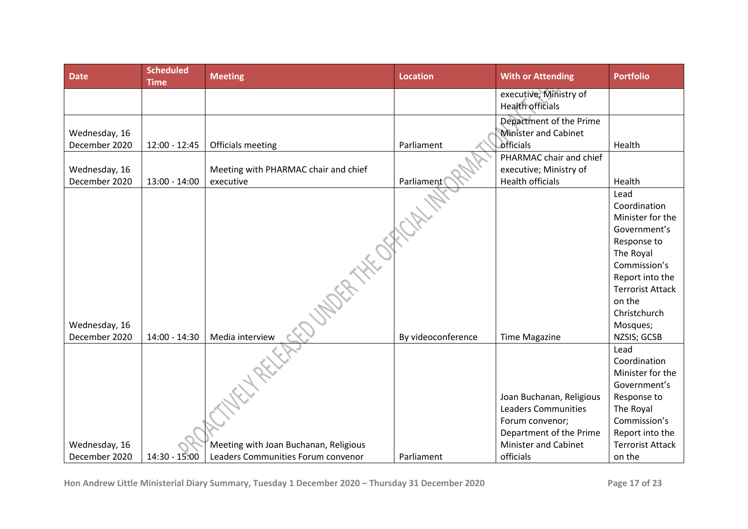| Date | Scheduled Time | Meeting | Location | With or Attending | Portfolio |
| --- | --- | --- | --- | --- | --- |
| | | | | executive; Ministry of Health officials | |
| Wednesday, 16 December 2020 | 12:00 - 12:45 | Officials meeting | Parliament | Department of the Prime Minister and Cabinet officials | Health |
| Wednesday, 16 December 2020 | 13:00 - 14:00 | Meeting with PHARMAC chair and chief executive | Parliament | PHARMAC chair and chief executive; Ministry of Health officials | Health |
| Wednesday, 16 December 2020 | 14:00 - 14:30 | Media interview | By videoconference | Time Magazine | Lead Coordination Minister for the Government's Response to The Royal Commission's Report into the Terrorist Attack on the Christchurch Mosques; NZSIS; GCSB |
| Wednesday, 16 December 2020 | 14:30 - 15:00 | Meeting with Joan Buchanan, Religious Leaders Communities Forum convenor | Parliament | Joan Buchanan, Religious Leaders Communities Forum convenor; Department of the Prime Minister and Cabinet officials | Lead Coordination Minister for the Government's Response to The Royal Commission's Report into the Terrorist Attack on the |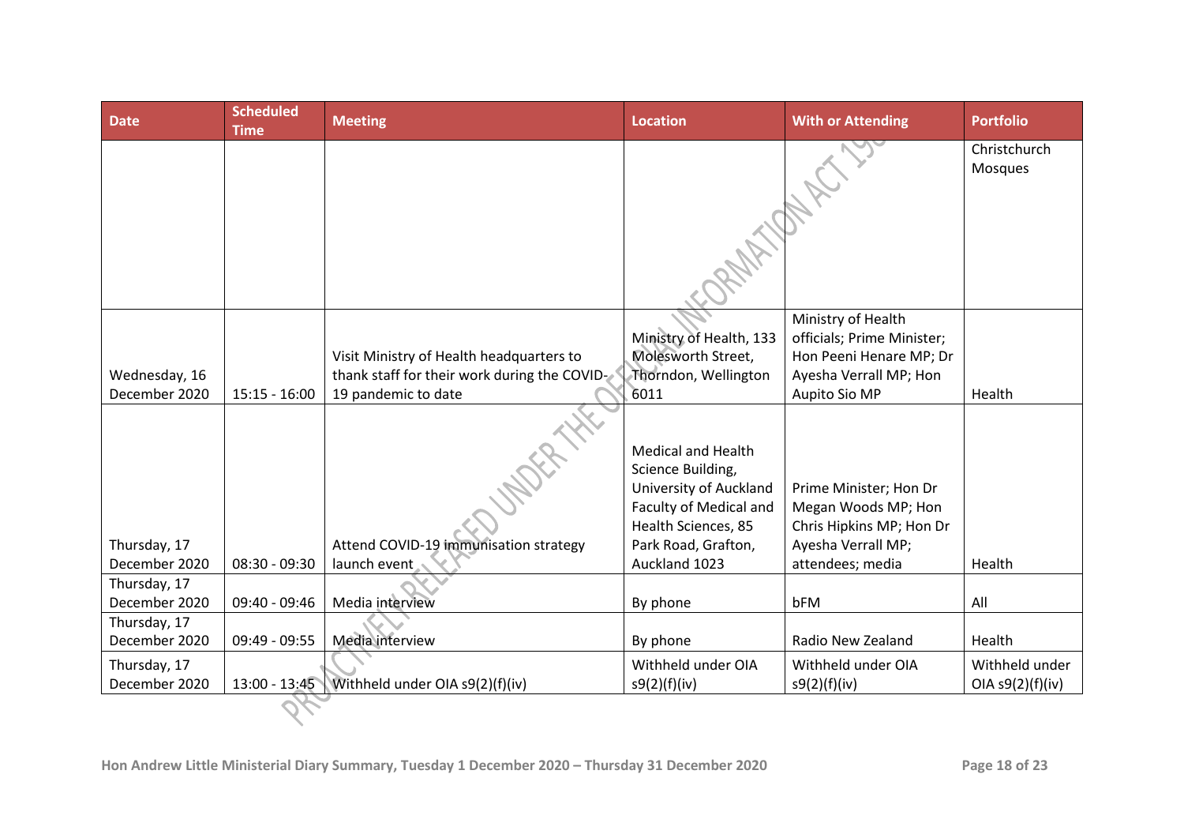| Date | Scheduled Time | Meeting | Location | With or Attending | Portfolio |
|---|---|---|---|---|---|
| | | | | | Christchurch Mosques |
| Wednesday, 16 December 2020 | 15:15 - 16:00 | Visit Ministry of Health headquarters to thank staff for their work during the COVID-19 pandemic to date | Ministry of Health, 133 Molesworth Street, Thorndon, Wellington 6011 | Ministry of Health officials; Prime Minister; Hon Peeni Henare MP; Dr Ayesha Verrall MP; Hon Aupito Sio MP | Health |
| Thursday, 17 December 2020 | 08:30 - 09:30 | Attend COVID-19 immunisation strategy launch event | Medical and Health Science Building, University of Auckland Faculty of Medical and Health Sciences, 85 Park Road, Grafton, Auckland 1023 | Prime Minister; Hon Dr Megan Woods MP; Hon Chris Hipkins MP; Hon Dr Ayesha Verrall MP; attendees; media | Health |
| Thursday, 17 December 2020 | 09:40 - 09:46 | Media interview | By phone | bFM | All |
| Thursday, 17 December 2020 | 09:49 - 09:55 | Media interview | By phone | Radio New Zealand | Health |
| Thursday, 17 December 2020 | 13:00 - 13:45 | Withheld under OIA s9(2)(f)(iv) | Withheld under OIA s9(2)(f)(iv) | Withheld under OIA s9(2)(f)(iv) | Withheld under OIA s9(2)(f)(iv) |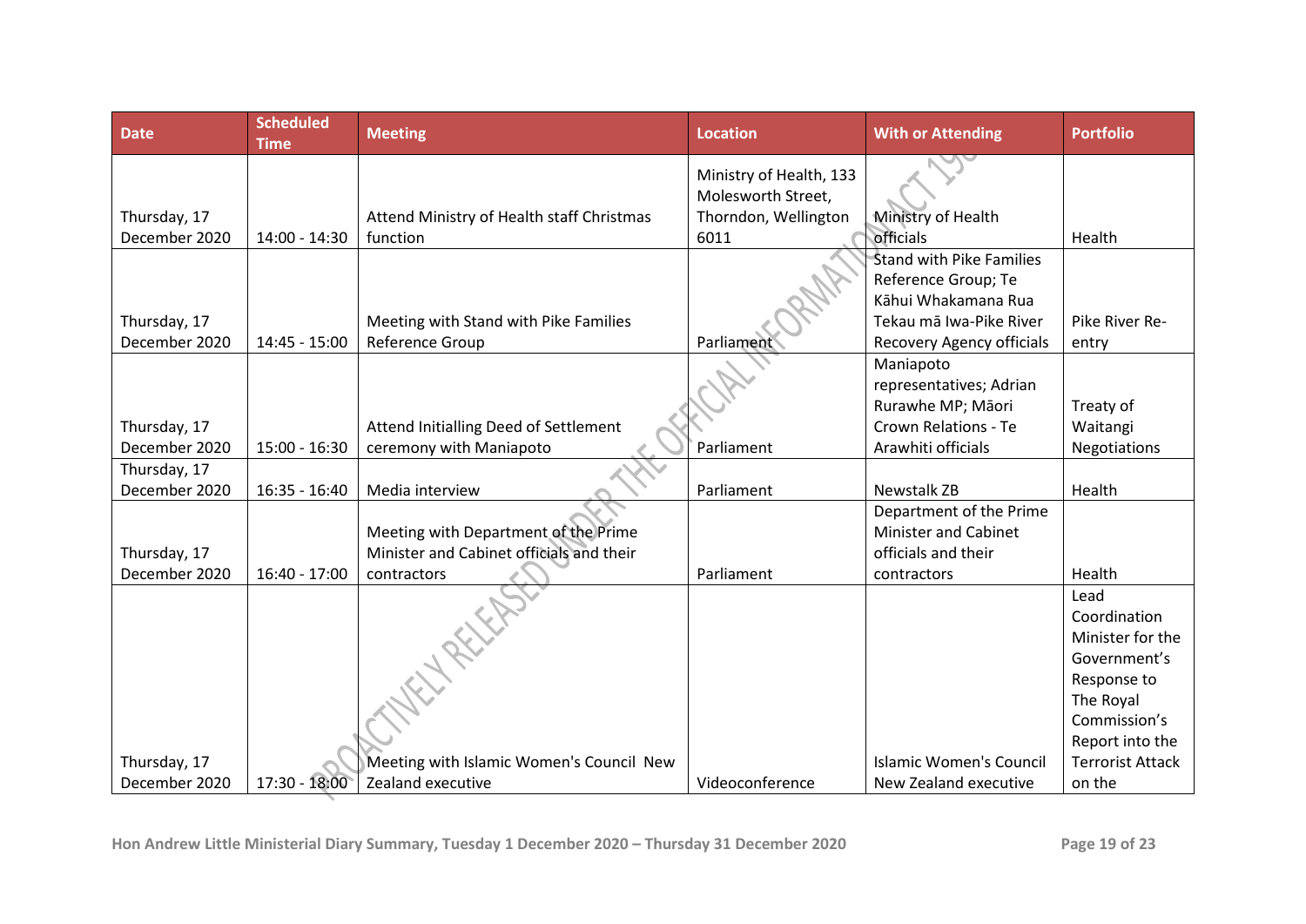| Date | Scheduled Time | Meeting | Location | With or Attending | Portfolio |
| --- | --- | --- | --- | --- | --- |
| Thursday, 17 December 2020 | 14:00 - 14:30 | Attend Ministry of Health staff Christmas function | Ministry of Health, 133 Molesworth Street, Thorndon, Wellington 6011 | Ministry of Health officials | Health |
| Thursday, 17 December 2020 | 14:45 - 15:00 | Meeting with Stand with Pike Families Reference Group | Parliament | Stand with Pike Families Reference Group; Te Kāhui Whakamana Rua Tekau mā Iwa-Pike River Recovery Agency officials | Pike River Re-entry |
| Thursday, 17 December 2020 | 15:00 - 16:30 | Attend Initialling Deed of Settlement ceremony with Maniapoto | Parliament | Maniapoto representatives; Adrian Rurawhe MP; Māori Crown Relations - Te Arawhiti officials | Treaty of Waitangi Negotiations |
| Thursday, 17 December 2020 | 16:35 - 16:40 | Media interview | Parliament | Newstalk ZB | Health |
| Thursday, 17 December 2020 | 16:40 - 17:00 | Meeting with Department of the Prime Minister and Cabinet officials and their contractors | Parliament | Department of the Prime Minister and Cabinet officials and their contractors | Health |
| Thursday, 17 December 2020 | 17:30 - 18:00 | Meeting with Islamic Women's Council New Zealand executive | Videoconference | Islamic Women's Council New Zealand executive | Lead Coordination Minister for the Government's Response to The Royal Commission's Report into the Terrorist Attack on the |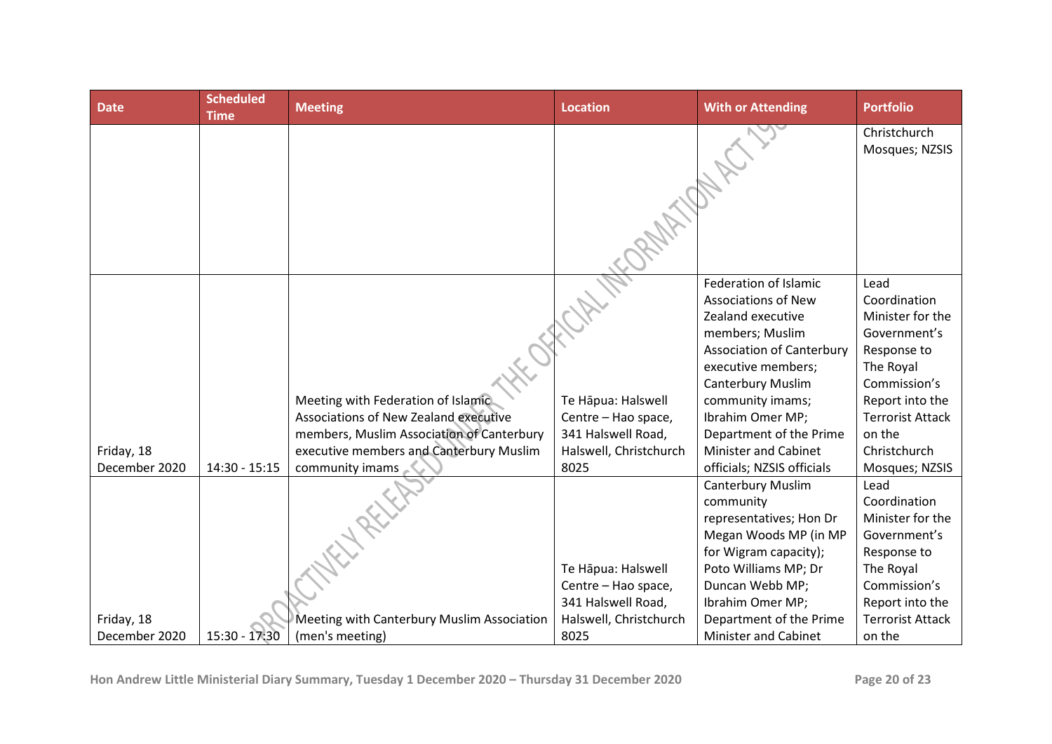| Date | Scheduled Time | Meeting | Location | With or Attending | Portfolio |
|---|---|---|---|---|---|
| | | | | | Christchurch Mosques; NZSIS |
| Friday, 18 December 2020 | 14:30 - 15:15 | Meeting with Federation of Islamic Associations of New Zealand executive members, Muslim Association of Canterbury executive members and Canterbury Muslim community imams | Te Hāpua: Halswell Centre – Hao space, 341 Halswell Road, Halswell, Christchurch 8025 | Federation of Islamic Associations of New Zealand executive members; Muslim Association of Canterbury executive members; Canterbury Muslim community imams; Ibrahim Omer MP; Department of the Prime Minister and Cabinet officials; NZSIS officials | Lead Coordination Minister for the Government's Response to The Royal Commission's Report into the Terrorist Attack on the Christchurch Mosques; NZSIS |
| Friday, 18 December 2020 | 15:30 - 17:30 | Meeting with Canterbury Muslim Association (men's meeting) | Te Hāpua: Halswell Centre – Hao space, 341 Halswell Road, Halswell, Christchurch 8025 | Canterbury Muslim community representatives; Hon Dr Megan Woods MP (in MP for Wigram capacity); Poto Williams MP; Dr Duncan Webb MP; Ibrahim Omer MP; Department of the Prime Minister and Cabinet | Lead Coordination Minister for the Government's Response to The Royal Commission's Report into the Terrorist Attack on the |

PROACTIVELY RELEASED UNDER THE OFFICIAL INFORMATION ACT 198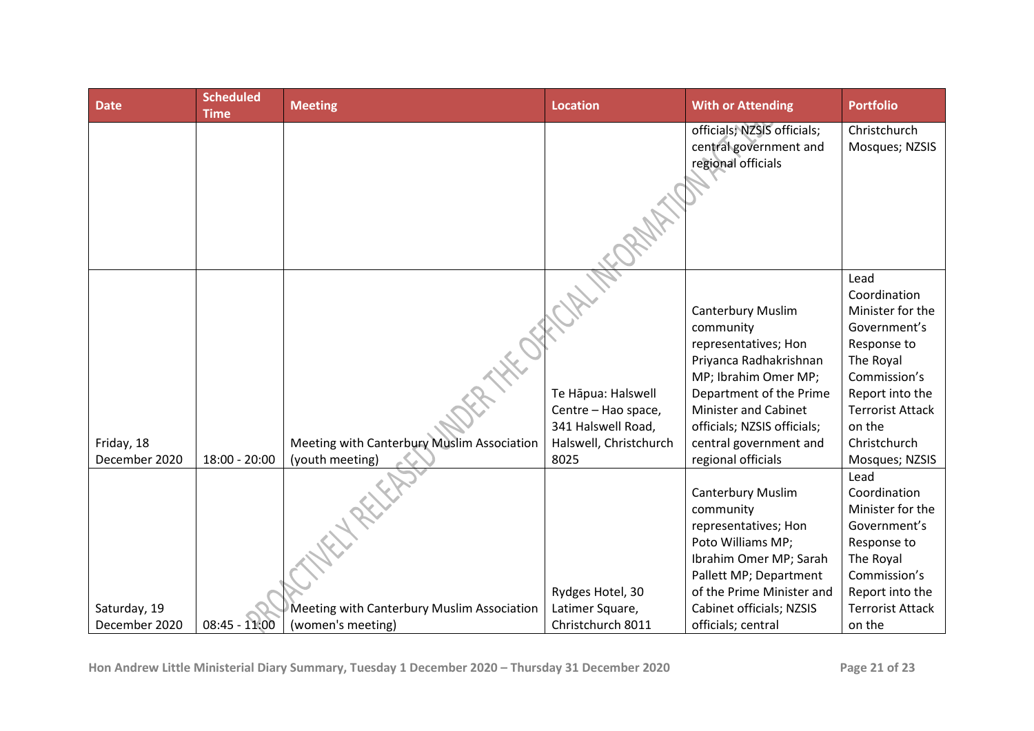| Date | Scheduled Time | Meeting | Location | With or Attending | Portfolio |
|---|---|---|---|---|---|
| | | | | officials; NZSIS officials; central government and regional officials | Christchurch Mosques; NZSIS |
| Friday, 18 December 2020 | 18:00 - 20:00 | Meeting with Canterbury Muslim Association (youth meeting) | Te Hāpua: Halswell Centre – Hao space, 341 Halswell Road, Halswell, Christchurch 8025 | Canterbury Muslim community representatives; Hon Priyanca Radhakrishnan MP; Ibrahim Omer MP; Department of the Prime Minister and Cabinet officials; NZSIS officials; central government and regional officials | Lead Coordination Minister for the Government's Response to The Royal Commission's Report into the Terrorist Attack on the Christchurch Mosques; NZSIS |
| Saturday, 19 December 2020 | 08:45 - 11:00 | Meeting with Canterbury Muslim Association (women's meeting) | Rydges Hotel, 30 Latimer Square, Christchurch 8011 | Canterbury Muslim community representatives; Hon Poto Williams MP; Ibrahim Omer MP; Sarah Pallett MP; Department of the Prime Minister and Cabinet officials; NZSIS officials; central | Lead Coordination Minister for the Government's Response to The Royal Commission's Report into the Terrorist Attack on the |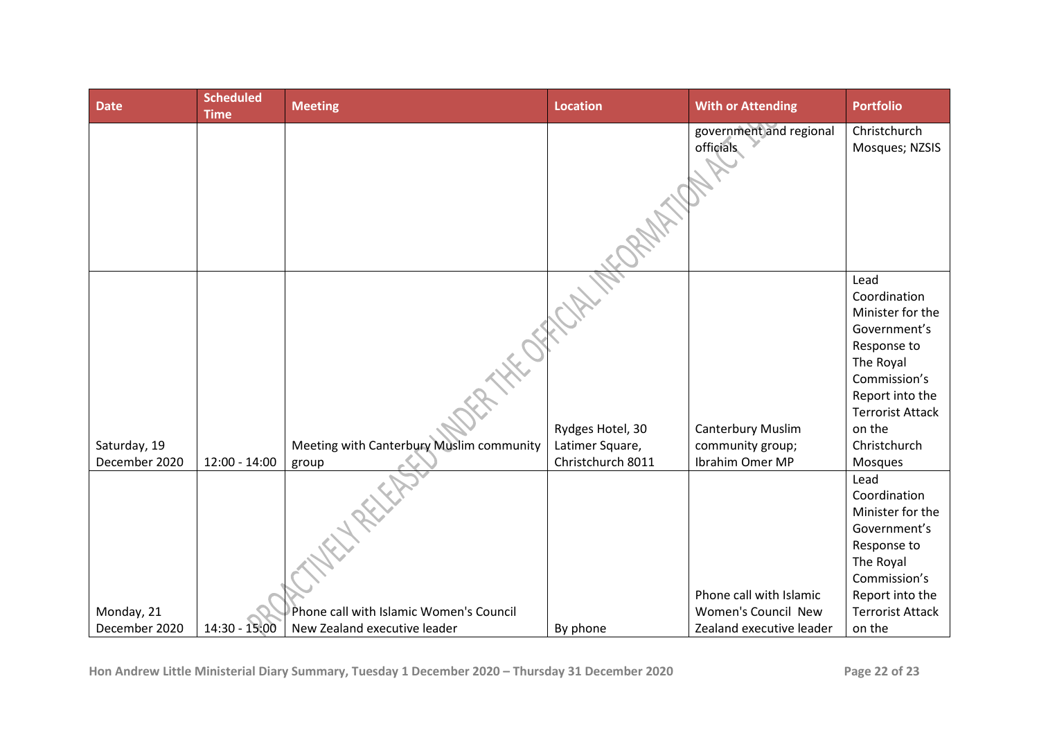| Date | Scheduled Time | Meeting | Location | With or Attending | Portfolio |
|---|---|---|---|---|---|
| | | | | government and regional officials | Christchurch Mosques; NZSIS |
| Saturday, 19 December 2020 | 12:00 - 14:00 | Meeting with Canterbury Muslim community group | Rydges Hotel, 30 Latimer Square, Christchurch 8011 | Canterbury Muslim community group; Ibrahim Omer MP | Lead Coordination Minister for the Government's Response to The Royal Commission's Report into the Terrorist Attack on the Christchurch Mosques |
| Monday, 21 December 2020 | 14:30 - 15:00 | Phone call with Islamic Women's Council New Zealand executive leader | By phone | Phone call with Islamic Women's Council New Zealand executive leader | Lead Coordination Minister for the Government's Response to The Royal Commission's Report into the Terrorist Attack on the |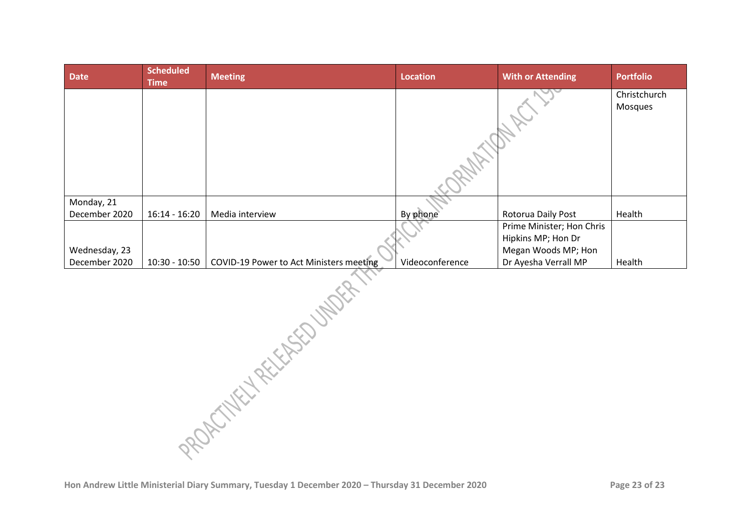| Date | Scheduled Time | Meeting | Location | With or Attending | Portfolio |
|---|---|---|---|---|---|
| | | | | | Christchurch Mosques |
| Monday, 21 December 2020 | 16:14 - 16:20 | Media interview | By phone | Rotorua Daily Post | Health |
| Wednesday, 23 December 2020 | 10:30 - 10:50 | COVID-19 Power to Act Ministers meeting | Videoconference | Prime Minister; Hon Chris Hipkins MP; Hon Dr Megan Woods MP; Hon Dr Ayesha Verrall MP | Health |